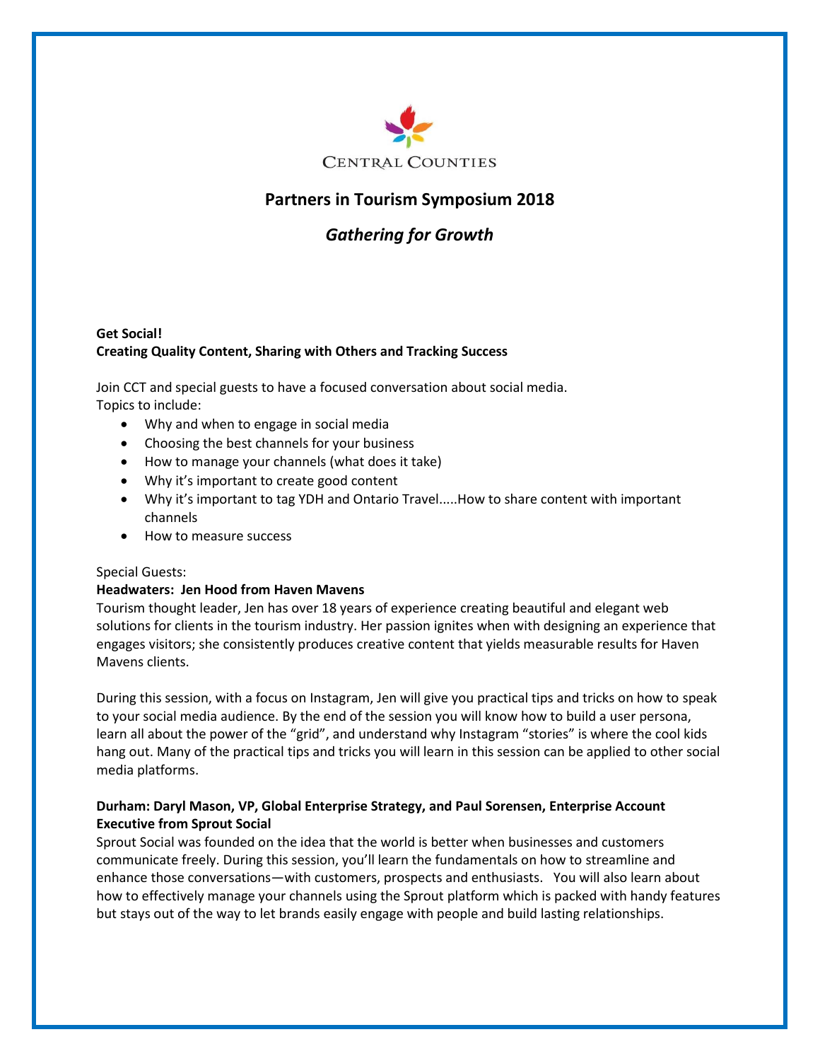Central Counties

# Partners in Tourism Symposium 2018

## *Gathering for Growth*

**Get Social!**
**Creating Quality Content, Sharing with Others and Tracking Success**

Join CCT and special guests to have a focused conversation about social media.
Topics to include:

- Why and when to engage in social media
- Choosing the best channels for your business
- How to manage your channels (what does it take)
- Why it's important to create good content
- Why it's important to tag YDH and Ontario Travel.....How to share content with important channels
- How to measure success

Special Guests:

**Headwaters: Jen Hood from Haven Mavens**
Tourism thought leader, Jen has over 18 years of experience creating beautiful and elegant web solutions for clients in the tourism industry. Her passion ignites when with designing an experience that engages visitors; she consistently produces creative content that yields measurable results for Haven Mavens clients.

During this session, with a focus on Instagram, Jen will give you practical tips and tricks on how to speak to your social media audience. By the end of the session you will know how to build a user persona, learn all about the power of the "grid", and understand why Instagram "stories" is where the cool kids hang out. Many of the practical tips and tricks you will learn in this session can be applied to other social media platforms.

**Durham: Daryl Mason, VP, Global Enterprise Strategy, and Paul Sorensen, Enterprise Account Executive from Sprout Social**
Sprout Social was founded on the idea that the world is better when businesses and customers communicate freely. During this session, you'll learn the fundamentals on how to streamline and enhance those conversations—with customers, prospects and enthusiasts. You will also learn about how to effectively manage your channels using the Sprout platform which is packed with handy features but stays out of the way to let brands easily engage with people and build lasting relationships.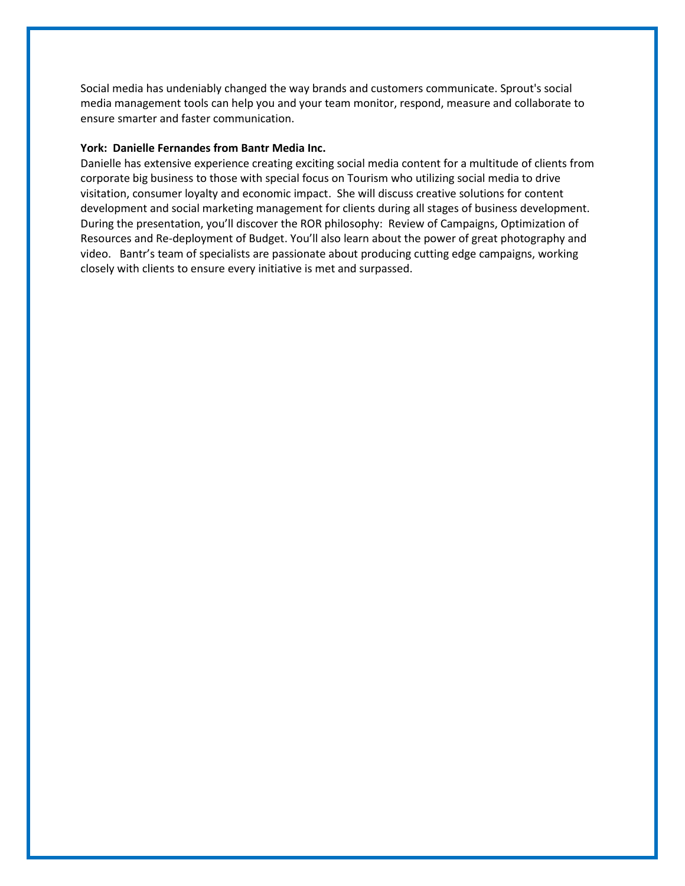Social media has undeniably changed the way brands and customers communicate. Sprout's social media management tools can help you and your team monitor, respond, measure and collaborate to ensure smarter and faster communication.

**York: Danielle Fernandes from Bantr Media Inc.**
Danielle has extensive experience creating exciting social media content for a multitude of clients from corporate big business to those with special focus on Tourism who utilizing social media to drive visitation, consumer loyalty and economic impact. She will discuss creative solutions for content development and social marketing management for clients during all stages of business development. During the presentation, you'll discover the ROR philosophy: Review of Campaigns, Optimization of Resources and Re-deployment of Budget. You'll also learn about the power of great photography and video. Bantr's team of specialists are passionate about producing cutting edge campaigns, working closely with clients to ensure every initiative is met and surpassed.